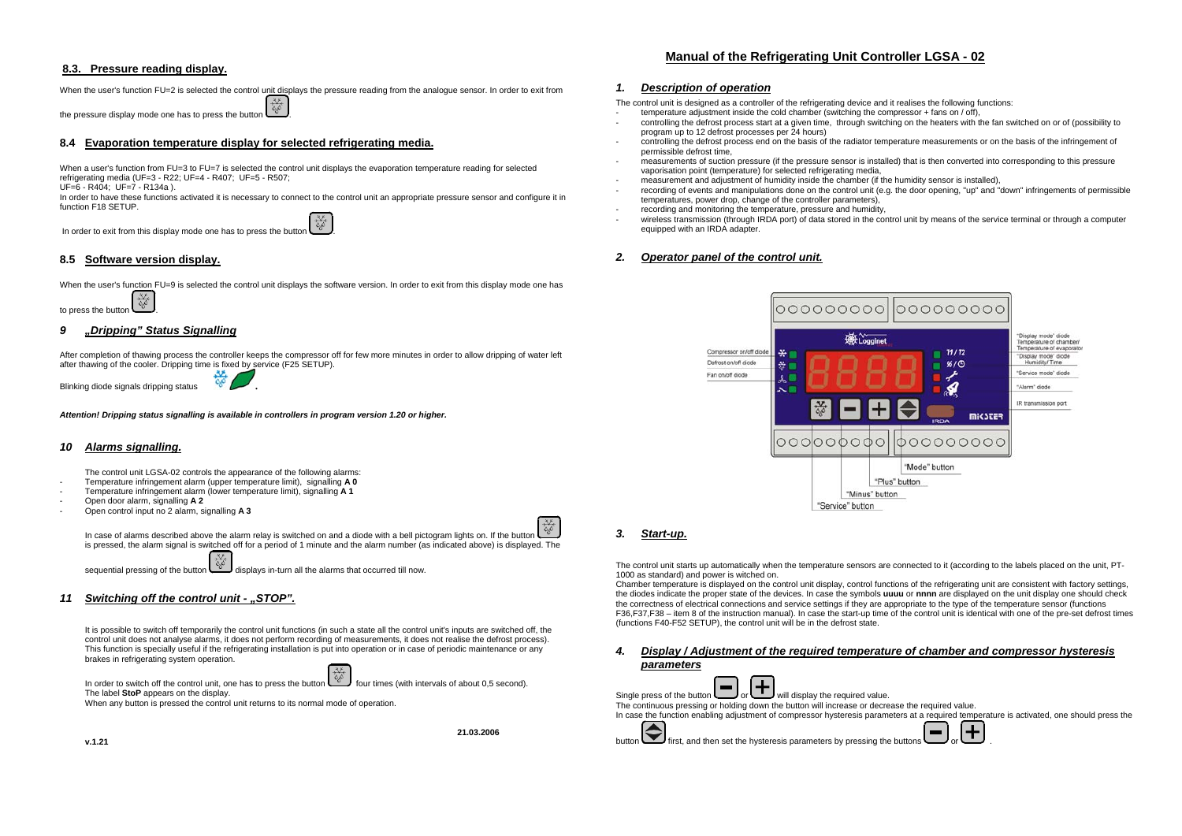### 8.3. Pressure reading display.

When the user's function FU=2 is selected the control unit displays the pressure reading from the analogue sensor. In order to exit from the pressure display mode one has to press the button .

### 8.4 Evaporation temperature display for selected refrigerating media.

When a user's function from FU=3 to FU=7 is selected the control unit displays the evaporation temperature reading for selected refrigerating media (UF=3 - R22; UF=4 - R407; UF=5 - R507;
UF=6 - R404; UF=7 - R134a ).
In order to have these functions activated it is necessary to connect to the control unit an appropriate pressure sensor and configure it in function F18 SETUP.

In order to exit from this display mode one has to press the button .

### 8.5 Software version display.

When the user's function FU=9 is selected the control unit displays the software version. In order to exit from this display mode one has to press the button .

## 9 „Dripping" Status Signalling

After completion of thawing process the controller keeps the compressor off for few more minutes in order to allow dripping of water left after thawing of the cooler. Dripping time is fixed by service (F25 SETUP).

Blinking diode signals dripping status .

***Attention! Dripping status signalling is available in controllers in program version 1.20 or higher.***

## 10 Alarms signalling.

The control unit LGSA-02 controls the appearance of the following alarms:
- Temperature infringement alarm (upper temperature limit), signalling **A 0**
- Temperature infringement alarm (lower temperature limit), signalling **A 1**
- Open door alarm, signalling **A 2**
- Open control input no 2 alarm, signalling **A 3**

In case of alarms described above the alarm relay is switched on and a diode with a bell pictogram lights on. If the button is pressed, the alarm signal is switched off for a period of 1 minute and the alarm number (as indicated above) is displayed. The sequential pressing of the button displays in-turn all the alarms that occurred till now.

## 11 Switching off the control unit - „STOP".

It is possible to switch off temporarily the control unit functions (in such a state all the control unit's inputs are switched off, the control unit does not analyse alarms, it does not perform recording of measurements, it does not realise the defrost process). This function is specially useful if the refrigerating installation is put into operation or in case of periodic maintenance or any brakes in refrigerating system operation.

In order to switch off the control unit, one has to press the button four times (with intervals of about 0,5 second).
The label **StoP** appears on the display.
When any button is pressed the control unit returns to its normal mode of operation.

v.1.21

21.03.2006

# Manual of the Refrigerating Unit Controller LGSA - 02

## 1. Description of operation

The control unit is designed as a controller of the refrigerating device and it realises the following functions:
- temperature adjustment inside the cold chamber (switching the compressor + fans on / off),
- controlling the defrost process start at a given time, through switching on the heaters with the fan switched on or of (possibility to program up to 12 defrost processes per 24 hours)
- controlling the defrost process end on the basis of the radiator temperature measurements or on the basis of the infringement of permissible defrost time,
- measurements of suction pressure (if the pressure sensor is installed) that is then converted into corresponding to this pressure vaporisation point (temperature) for selected refrigerating media,
- measurement and adjustment of humidity inside the chamber (if the humidity sensor is installed),
- recording of events and manipulations done on the control unit (e.g. the door opening, "up" and "down" infringements of permissible temperatures, power drop, change of the controller parameters),
- recording and monitoring the temperature, pressure and humidity,
- wireless transmission (through IRDA port) of data stored in the control unit by means of the service terminal or through a computer equipped with an IRDA adapter.

## 2. Operator panel of the control unit.

Compressor on/off diode
Defrost on/off diode
Fan on/off diode
"Display mode" diode Temperature of chamber/ Temperature of evaporator
"Display mode" diode Humidity/ Time
"Service mode" diode
"Alarm" diode
IR transmission port
"Mode" button
"Plus" button
"Minus" button
"Service" button

## 3. Start-up.

The control unit starts up automatically when the temperature sensors are connected to it (according to the labels placed on the unit, PT-1000 as standard) and power is witched on.
Chamber temperature is displayed on the control unit display, control functions of the refrigerating unit are consistent with factory settings, the diodes indicate the proper state of the devices. In case the symbols **uuuu** or **nnnn** are displayed on the unit display one should check the correctness of electrical connections and service settings if they are appropriate to the type of the temperature sensor (functions F36,F37,F38 – item 8 of the instruction manual). In case the start-up time of the control unit is identical with one of the pre-set defrost times (functions F40-F52 SETUP), the control unit will be in the defrost state.

## 4. Display / Adjustment of the required temperature of chamber and compressor hysteresis parameters

Single press of the button or will display the required value.
The continuous pressing or holding down the button will increase or decrease the required value.
In case the function enabling adjustment of compressor hysteresis parameters at a required temperature is activated, one should press the button first, and then set the hysteresis parameters by pressing the buttons or .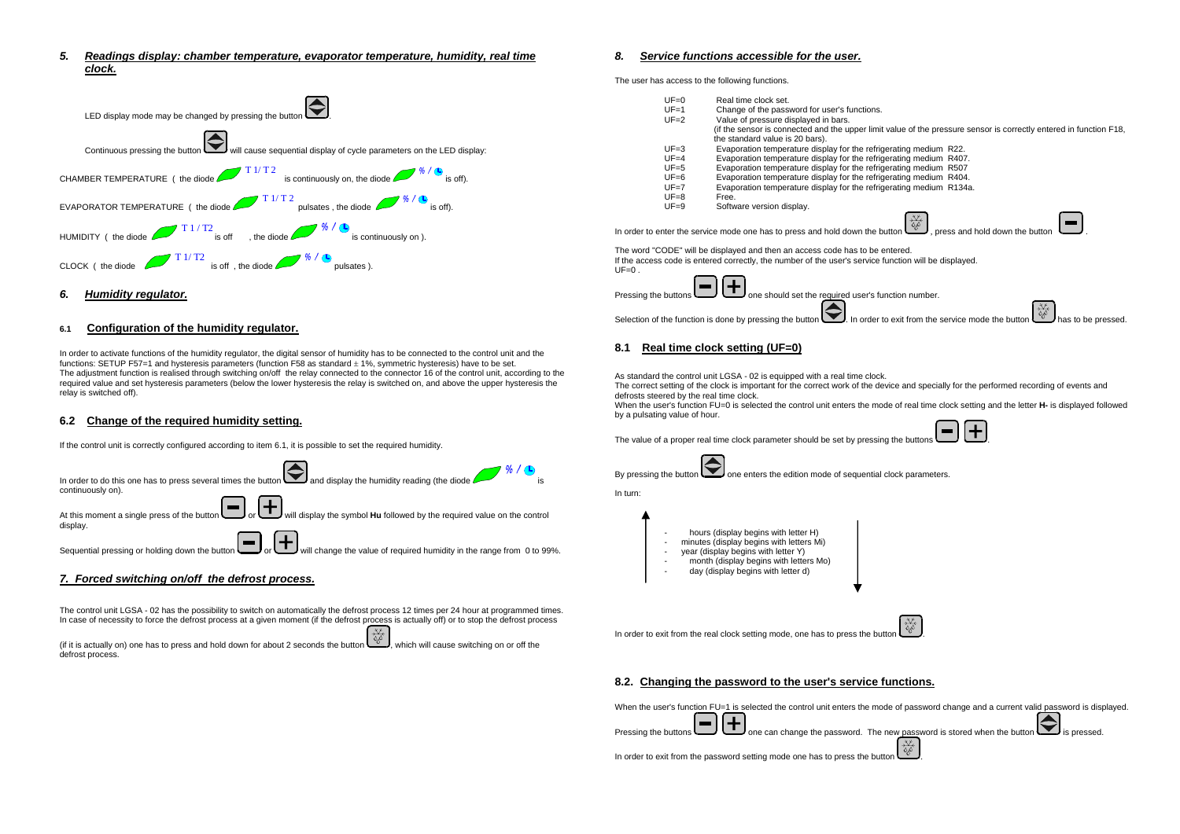## 5. *Readings display: chamber temperature, evaporator temperature, humidity, real time clock.*

LED display mode may be changed by pressing the button .

Continuous pressing the button will cause sequential display of cycle parameters on the LED display:

CHAMBER TEMPERATURE ( the diode T 1/ T 2 is continuously on, the diode % / is off).

EVAPORATOR TEMPERATURE ( the diode T 1/ T 2 pulsates , the diode % / is off).

HUMIDITY ( the diode T 1 / T2 is off , the diode % / is continuously on ).

CLOCK ( the diode T 1/ T2 is off , the diode % / pulsates ).

## 6. *Humidity regulator.*

### 6.1 Configuration of the humidity regulator.

In order to activate functions of the humidity regulator, the digital sensor of humidity has to be connected to the control unit and the functions: SETUP F57=1 and hysteresis parameters (function F58 as standard ± 1%, symmetric hysteresis) have to be set.
The adjustment function is realised through switching on/off the relay connected to the connector 16 of the control unit, according to the required value and set hysteresis parameters (below the lower hysteresis the relay is switched on, and above the upper hysteresis the relay is switched off).

### 6.2 Change of the required humidity setting.

If the control unit is correctly configured according to item 6.1, it is possible to set the required humidity.

In order to do this one has to press several times the button and display the humidity reading (the diode % / is continuously on).

At this moment a single press of the button or will display the symbol **Hu** followed by the required value on the control display.

Sequential pressing or holding down the button or will change the value of required humidity in the range from 0 to 99%.

## *7. Forced switching on/off the defrost process.*

The control unit LGSA - 02 has the possibility to switch on automatically the defrost process 12 times per 24 hour at programmed times. In case of necessity to force the defrost process at a given moment (if the defrost process is actually off) or to stop the defrost process (if it is actually on) one has to press and hold down for about 2 seconds the button , which will cause switching on or off the defrost process.

## 8. *Service functions accessible for the user.*

The user has access to the following functions.

UF=0 Real time clock set.
UF=1 Change of the password for user's functions.
UF=2 Value of pressure displayed in bars.
(if the sensor is connected and the upper limit value of the pressure sensor is correctly entered in function F18, the standard value is 20 bars).
UF=3 Evaporation temperature display for the refrigerating medium R22.
UF=4 Evaporation temperature display for the refrigerating medium R407.
UF=5 Evaporation temperature display for the refrigerating medium R507
UF=6 Evaporation temperature display for the refrigerating medium R404.
UF=7 Evaporation temperature display for the refrigerating medium R134a.
UF=8 Free.
UF=9 Software version display.

In order to enter the service mode one has to press and hold down the button , press and hold down the button .

The word "CODE" will be displayed and then an access code has to be entered.
If the access code is entered correctly, the number of the user's service function will be displayed.
UF=0 .

Pressing the buttons one should set the required user's function number.

Selection of the function is done by pressing the button . In order to exit from the service mode the button has to be pressed.

### 8.1 Real time clock setting (UF=0)

As standard the control unit LGSA - 02 is equipped with a real time clock.
The correct setting of the clock is important for the correct work of the device and specially for the performed recording of events and defrosts steered by the real time clock.
When the user's function FU=0 is selected the control unit enters the mode of real time clock setting and the letter **H-** is displayed followed by a pulsating value of hour.

The value of a proper real time clock parameter should be set by pressing the buttons .

By pressing the button one enters the edition mode of sequential clock parameters.

In turn:

- hours (display begins with letter H)
- minutes (display begins with letters Mi)
- year (display begins with letter Y)
- month (display begins with letters Mo)
- day (display begins with letter d)

In order to exit from the real clock setting mode, one has to press the button .

### 8.2. Changing the password to the user's service functions.

When the user's function FU=1 is selected the control unit enters the mode of password change and a current valid password is displayed.

Pressing the buttons one can change the password. The new password is stored when the button is pressed.

In order to exit from the password setting mode one has to press the button .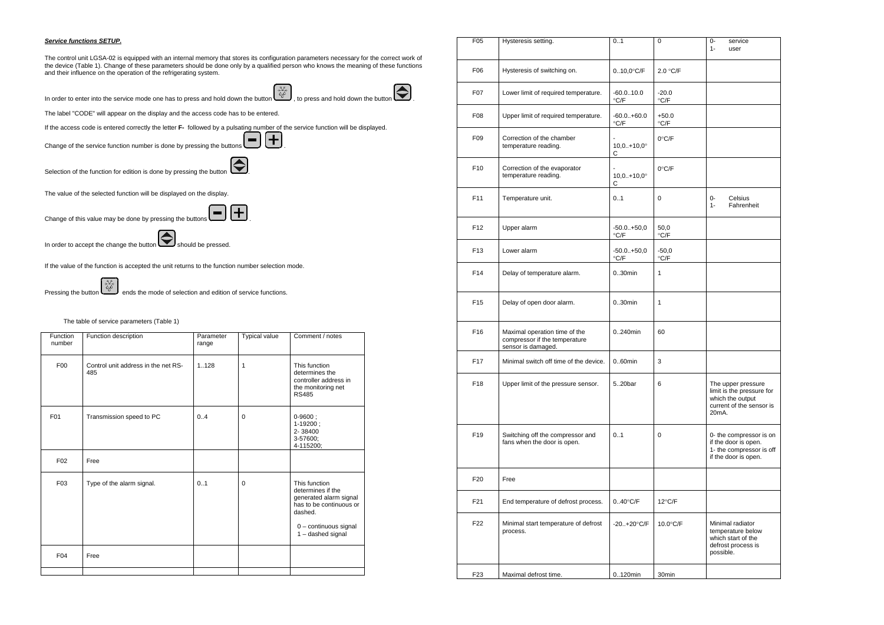***Service functions SETUP.***

The control unit LGSA-02 is equipped with an internal memory that stores its configuration parameters necessary for the correct work of the device (Table 1). Change of these parameters should be done only by a qualified person who knows the meaning of these functions and their influence on the operation of the refrigerating system.

In order to enter into the service mode one has to press and hold down the button , to press and hold down the button .

The label "CODE" will appear on the display and the access code has to be entered.

If the access code is entered correctly the letter **F-** followed by a pulsating number of the service function will be displayed.

Change of the service function number is done by pressing the buttons .

Selection of the function for edition is done by pressing the button .

The value of the selected function will be displayed on the display.

Change of this value may be done by pressing the buttons .

In order to accept the change the button should be pressed.

If the value of the function is accepted the unit returns to the function number selection mode.

Pressing the button ends the mode of selection and edition of service functions.

The table of service parameters (Table 1)

| Function number | Function description | Parameter range | Typical value | Comment / notes |
|---|---|---|---|---|
| F00 | Control unit address in the net RS-485 | 1..128 | 1 | This function determines the controller address in the monitoring net RS485 |
| F01 | Transmission speed to PC | 0..4 | 0 | 0-9600 ; 1-19200 ; 2- 38400 3-57600; 4-115200; |
| F02 | Free | | | |
| F03 | Type of the alarm signal. | 0..1 | 0 | This function determines if the generated alarm signal has to be continuous or dashed. 0 – continuous signal 1 – dashed signal |
| F04 | Free | | | |
| F05 | Hysteresis setting. | 0..1 | 0 | 0- service 1- user |
| F06 | Hysteresis of switching on. | 0..10,0°C/F | 2.0 °C/F | |
| F07 | Lower limit of required temperature. | -60.0..10.0 °C/F | -20.0 °C/F | |
| F08 | Upper limit of required temperature. | -60.0..+60.0 °C/F | +50.0 °C/F | |
| F09 | Correction of the chamber temperature reading. | -10,0..+10,0°C | 0°C/F | |
| F10 | Correction of the evaporator temperature reading. | -10,0..+10,0°C | 0°C/F | |
| F11 | Temperature unit. | 0..1 | 0 | 0- Celsius 1- Fahrenheit |
| F12 | Upper alarm | -50.0..+50,0 °C/F | 50,0 °C/F | |
| F13 | Lower alarm | -50.0..+50,0 °C/F | -50,0 °C/F | |
| F14 | Delay of temperature alarm. | 0..30min | 1 | |
| F15 | Delay of open door alarm. | 0..30min | 1 | |
| F16 | Maximal operation time of the compressor if the temperature sensor is damaged. | 0..240min | 60 | |
| F17 | Minimal switch off time of the device. | 0..60min | 3 | |
| F18 | Upper limit of the pressure sensor. | 5..20bar | 6 | The upper pressure limit is the pressure for which the output current of the sensor is 20mA. |
| F19 | Switching off the compressor and fans when the door is open. | 0..1 | 0 | 0- the compressor is on if the door is open. 1- the compressor is off if the door is open. |
| F20 | Free | | | |
| F21 | End temperature of defrost process. | 0..40°C/F | 12°C/F | |
| F22 | Minimal start temperature of defrost process. | -20..+20°C/F | 10.0°C/F | Minimal radiator temperature below which start of the defrost process is possible. |
| F23 | Maximal defrost time. | 0..120min | 30min | |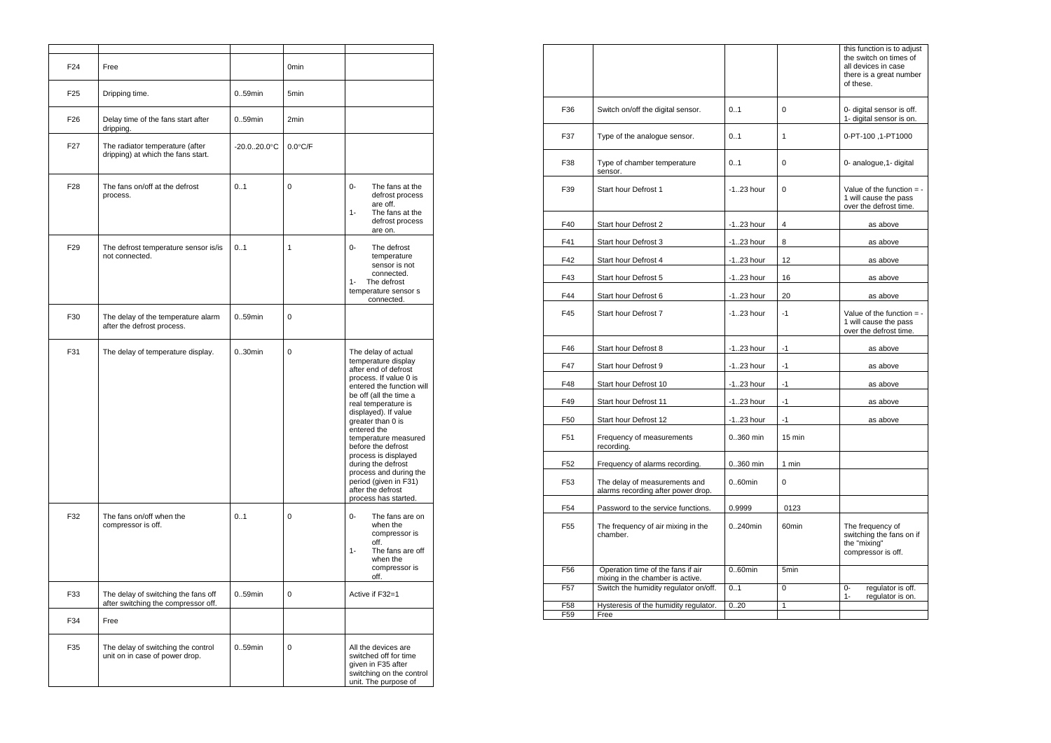| | | | | |
|---|---|---|---|---|
| F24 | Free | | 0min | |
| F25 | Dripping time. | 0..59min | 5min | |
| F26 | Delay time of the fans start after dripping. | 0..59min | 2min | |
| F27 | The radiator temperature (after dripping) at which the fans start. | -20.0..20.0°C | 0.0°C/F | |
| F28 | The fans on/off at the defrost process. | 0..1 | 0 | 0- The fans at the defrost process are off. 1- The fans at the defrost process are on. |
| F29 | The defrost temperature sensor is/is not connected. | 0..1 | 1 | 0- The defrost temperature sensor is not connected. 1- The defrost temperature sensor s connected. |
| F30 | The delay of the temperature alarm after the defrost process. | 0..59min | 0 | |
| F31 | The delay of temperature display. | 0..30min | 0 | The delay of actual temperature display after end of defrost process. If value 0 is entered the function will be off (all the time a real temperature is displayed). If value greater than 0 is entered the temperature measured before the defrost process is displayed during the defrost process and during the period (given in F31) after the defrost process has started. |
| F32 | The fans on/off when the compressor is off. | 0..1 | 0 | 0- The fans are on when the compressor is off. 1- The fans are off when the compressor is off. |
| F33 | The delay of switching the fans off after switching the compressor off. | 0..59min | 0 | Active if F32=1 |
| F34 | Free | | | |
| F35 | The delay of switching the control unit on in case of power drop. | 0..59min | 0 | All the devices are switched off for time given in F35 after switching on the control unit. The purpose of this function is to adjust the switch on times of all devices in case there is a great number of these. |
| F36 | Switch on/off the digital sensor. | 0..1 | 0 | 0- digital sensor is off. 1- digital sensor is on. |
| F37 | Type of the analogue sensor. | 0..1 | 1 | 0-PT-100 ,1-PT1000 |
| F38 | Type of chamber temperature sensor. | 0..1 | 0 | 0- analogue,1- digital |
| F39 | Start hour Defrost 1 | -1..23 hour | 0 | Value of the function = -1 will cause the pass over the defrost time. |
| F40 | Start hour Defrost 2 | -1..23 hour | 4 | as above |
| F41 | Start hour Defrost 3 | -1..23 hour | 8 | as above |
| F42 | Start hour Defrost 4 | -1..23 hour | 12 | as above |
| F43 | Start hour Defrost 5 | -1..23 hour | 16 | as above |
| F44 | Start hour Defrost 6 | -1..23 hour | 20 | as above |
| F45 | Start hour Defrost 7 | -1..23 hour | -1 | Value of the function = -1 will cause the pass over the defrost time. |
| F46 | Start hour Defrost 8 | -1..23 hour | -1 | as above |
| F47 | Start hour Defrost 9 | -1..23 hour | -1 | as above |
| F48 | Start hour Defrost 10 | -1..23 hour | -1 | as above |
| F49 | Start hour Defrost 11 | -1..23 hour | -1 | as above |
| F50 | Start hour Defrost 12 | -1..23 hour | -1 | as above |
| F51 | Frequency of measurements recording. | 0..360 min | 15 min | |
| F52 | Frequency of alarms recording. | 0..360 min | 1 min | |
| F53 | The delay of measurements and alarms recording after power drop. | 0..60min | 0 | |
| F54 | Password to the service functions. | 0.9999 | 0123 | |
| F55 | The frequency of air mixing in the chamber. | 0..240min | 60min | The frequency of switching the fans on if the "mixing" compressor is off. |
| F56 | Operation time of the fans if air mixing in the chamber is active. | 0..60min | 5min | |
| F57 | Switch the humidity regulator on/off. | 0..1 | 0 | 0- regulator is off. 1- regulator is on. |
| F58 | Hysteresis of the humidity regulator. | 0..20 | 1 | |
| F59 | Free | | | |